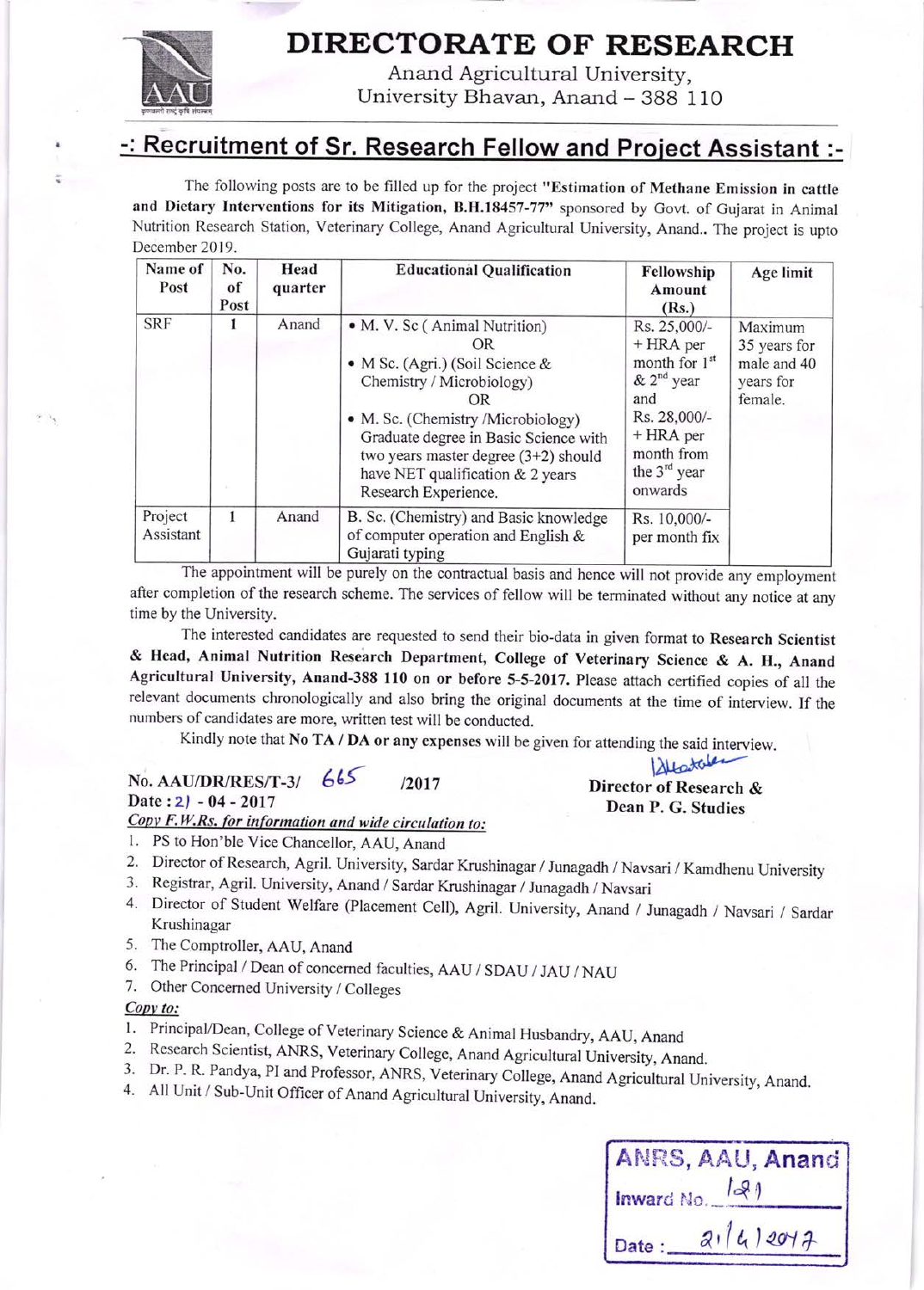# DIRECTORATE OF RESEARCH

Anand Agricultural University,
University Bhavan, Anand – 388 110

## -: Recruitment of Sr. Research Fellow and Project Assistant :-

The following posts are to be filled up for the project **"Estimation of Methane Emission in cattle and Dietary Interventions for its Mitigation, B.H.18457-77"** sponsored by Govt. of Gujarat in Animal Nutrition Research Station, Veterinary College, Anand Agricultural University, Anand.. The project is upto December 2019.

| Name of Post | No. of Post | Head quarter | Educational Qualification | Fellowship Amount (Rs.) | Age limit |
|---|---|---|---|---|---|
| SRF | 1 | Anand | • M. V. Sc ( Animal Nutrition) OR • M Sc. (Agri.) (Soil Science & Chemistry / Microbiology) OR • M. Sc. (Chemistry /Microbiology) Graduate degree in Basic Science with two years master degree (3+2) should have NET qualification & 2 years Research Experience. | Rs. 25,000/- + HRA per month for 1st & 2nd year and Rs. 28,000/- + HRA per month from the 3rd year onwards | Maximum 35 years for male and 40 years for female. |
| Project Assistant | 1 | Anand | B. Sc. (Chemistry) and Basic knowledge of computer operation and English & Gujarati typing | Rs. 10,000/- per month fix | |

The appointment will be purely on the contractual basis and hence will not provide any employment after completion of the research scheme. The services of fellow will be terminated without any notice at any time by the University.

The interested candidates are requested to send their bio-data in given format to **Research Scientist & Head, Animal Nutrition Research Department, College of Veterinary Science & A. H., Anand Agricultural University, Anand-388 110 on or before 5-5-2017.** Please attach certified copies of all the relevant documents chronologically and also bring the original documents at the time of interview. If the numbers of candidates are more, written test will be conducted.

Kindly note that **No TA / DA or any expenses** will be given for attending the said interview.

**No. AAU/DR/RES/T-3/ 665 /2017**
**Date : 21 - 04 - 2017**

**Director of Research &**
**Dean P. G. Studies**

***Copy F.W.Rs. for information and wide circulation to:***

1. PS to Hon'ble Vice Chancellor, AAU, Anand
2. Director of Research, Agril. University, Sardar Krushinagar / Junagadh / Navsari / Kamdhenu University
3. Registrar, Agril. University, Anand / Sardar Krushinagar / Junagadh / Navsari
4. Director of Student Welfare (Placement Cell), Agril. University, Anand / Junagadh / Navsari / Sardar Krushinagar
5. The Comptroller, AAU, Anand
6. The Principal / Dean of concerned faculties, AAU / SDAU / JAU / NAU
7. Other Concerned University / Colleges

***Copy to:***

1. Principal/Dean, College of Veterinary Science & Animal Husbandry, AAU, Anand
2. Research Scientist, ANRS, Veterinary College, Anand Agricultural University, Anand.
3. Dr. P. R. Pandya, PI and Professor, ANRS, Veterinary College, Anand Agricultural University, Anand.
4. All Unit / Sub-Unit Officer of Anand Agricultural University, Anand.

ANRS, AAU, Anand
Inward No. 121
Date : 21/4/2017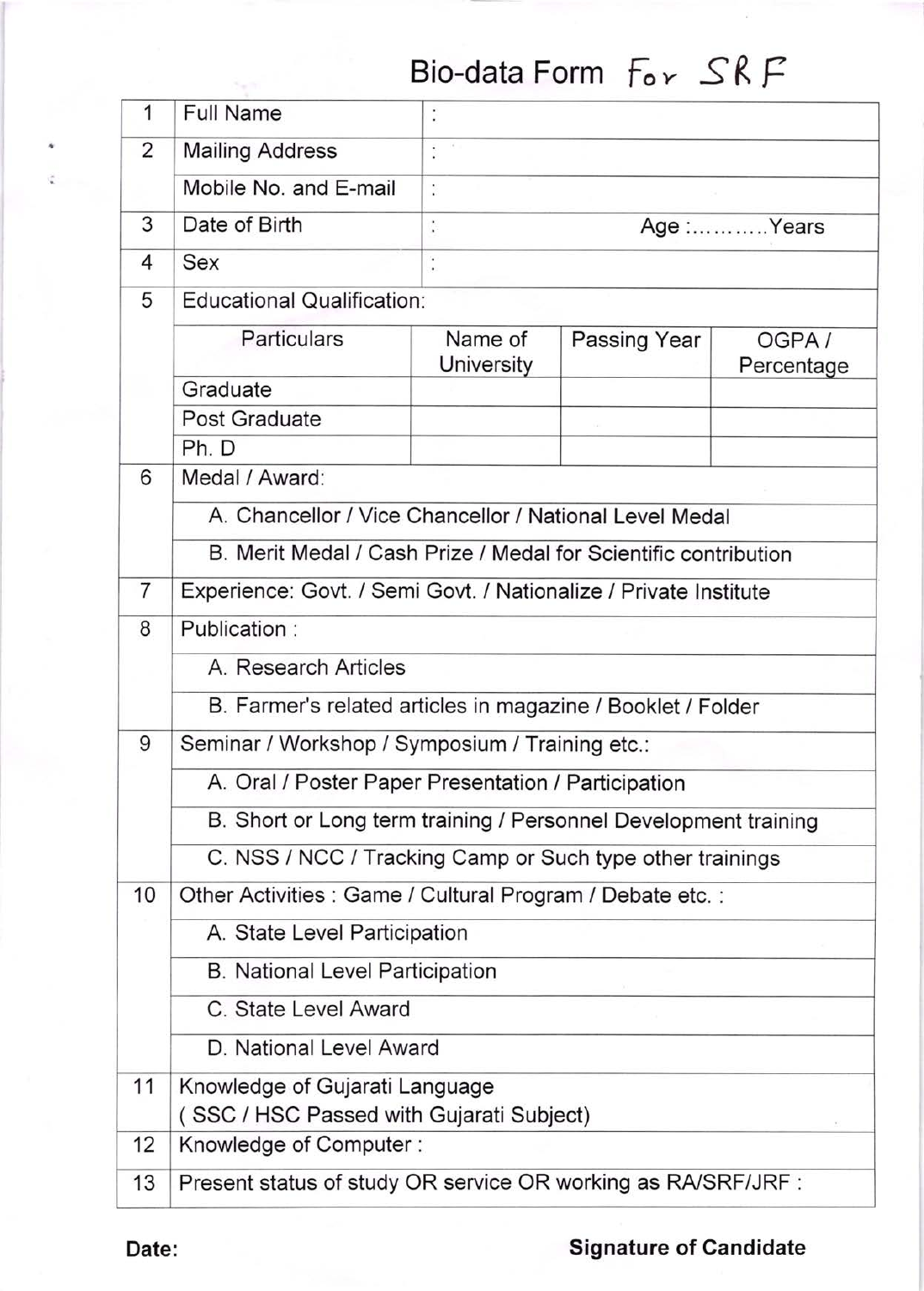# Bio-data Form For SRF

| | | | | |
|---|---|---|---|---|
| 1 | Full Name | : | | |
| 2 | Mailing Address | : | | |
| | Mobile No. and E-mail | : | | |
| 3 | Date of Birth | : | Age :...........Years | |
| 4 | Sex | : | | |
| 5 | Educational Qualification: | | | |
| | Particulars | Name of University | Passing Year | OGPA / Percentage |
| | Graduate | | | |
| | Post Graduate | | | |
| | Ph. D | | | |
| 6 | Medal / Award: | | | |
| | A. Chancellor / Vice Chancellor / National Level Medal | | | |
| | B. Merit Medal / Cash Prize / Medal for Scientific contribution | | | |
| 7 | Experience: Govt. / Semi Govt. / Nationalize / Private Institute | | | |
| 8 | Publication : | | | |
| | A. Research Articles | | | |
| | B. Farmer's related articles in magazine / Booklet / Folder | | | |
| 9 | Seminar / Workshop / Symposium / Training etc.: | | | |
| | A. Oral / Poster Paper Presentation / Participation | | | |
| | B. Short or Long term training / Personnel Development training | | | |
| | C. NSS / NCC / Tracking Camp or Such type other trainings | | | |
| 10 | Other Activities : Game / Cultural Program / Debate etc. : | | | |
| | A. State Level Participation | | | |
| | B. National Level Participation | | | |
| | C. State Level Award | | | |
| | D. National Level Award | | | |
| 11 | Knowledge of Gujarati Language ( SSC / HSC Passed with Gujarati Subject) | | | |
| 12 | Knowledge of Computer : | | | |
| 13 | Present status of study OR service OR working as RA/SRF/JRF : | | | |

**Date:** **Signature of Candidate**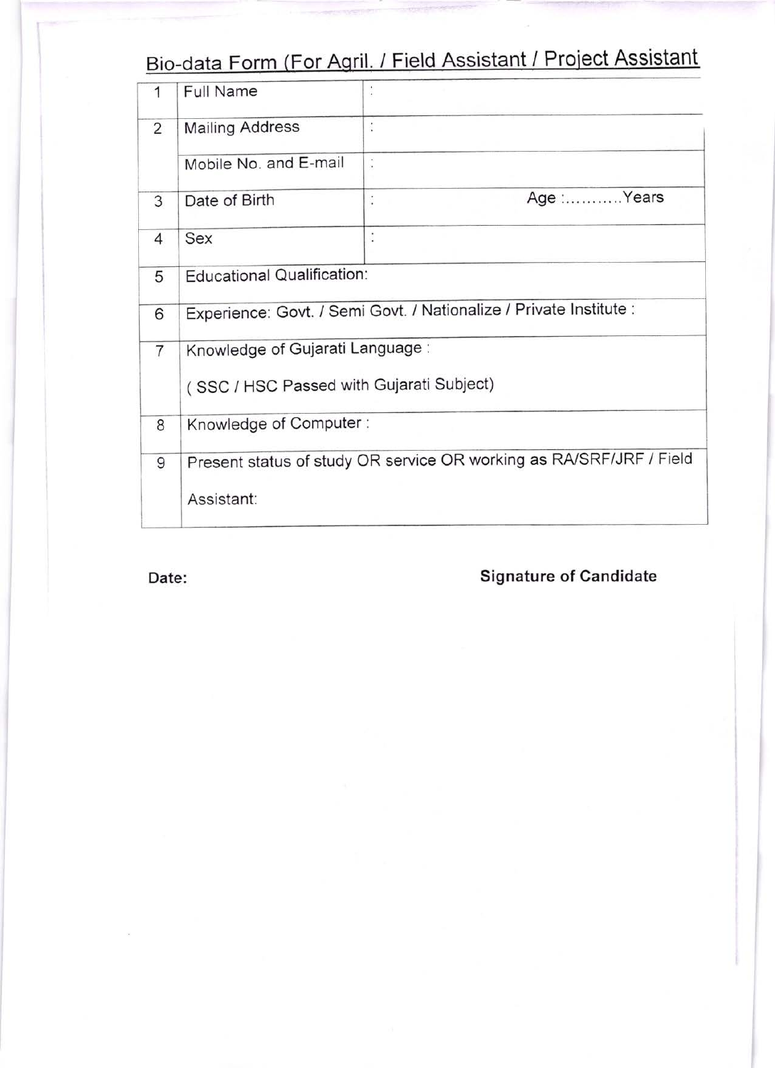## Bio-data Form (For Agril. / Field Assistant / Project Assistant

| | | |
|---|---|---|
| 1 | Full Name | : |
| 2 | Mailing Address | : |
| | Mobile No. and E-mail | : |
| 3 | Date of Birth | : Age :...........Years |
| 4 | Sex | : |
| 5 | Educational Qualification: | |
| 6 | Experience: Govt. / Semi Govt. / Nationalize / Private Institute : | |
| 7 | Knowledge of Gujarati Language :<br>( SSC / HSC Passed with Gujarati Subject) | |
| 8 | Knowledge of Computer : | |
| 9 | Present status of study OR service OR working as RA/SRF/JRF / Field Assistant: | |

**Date:**

**Signature of Candidate**